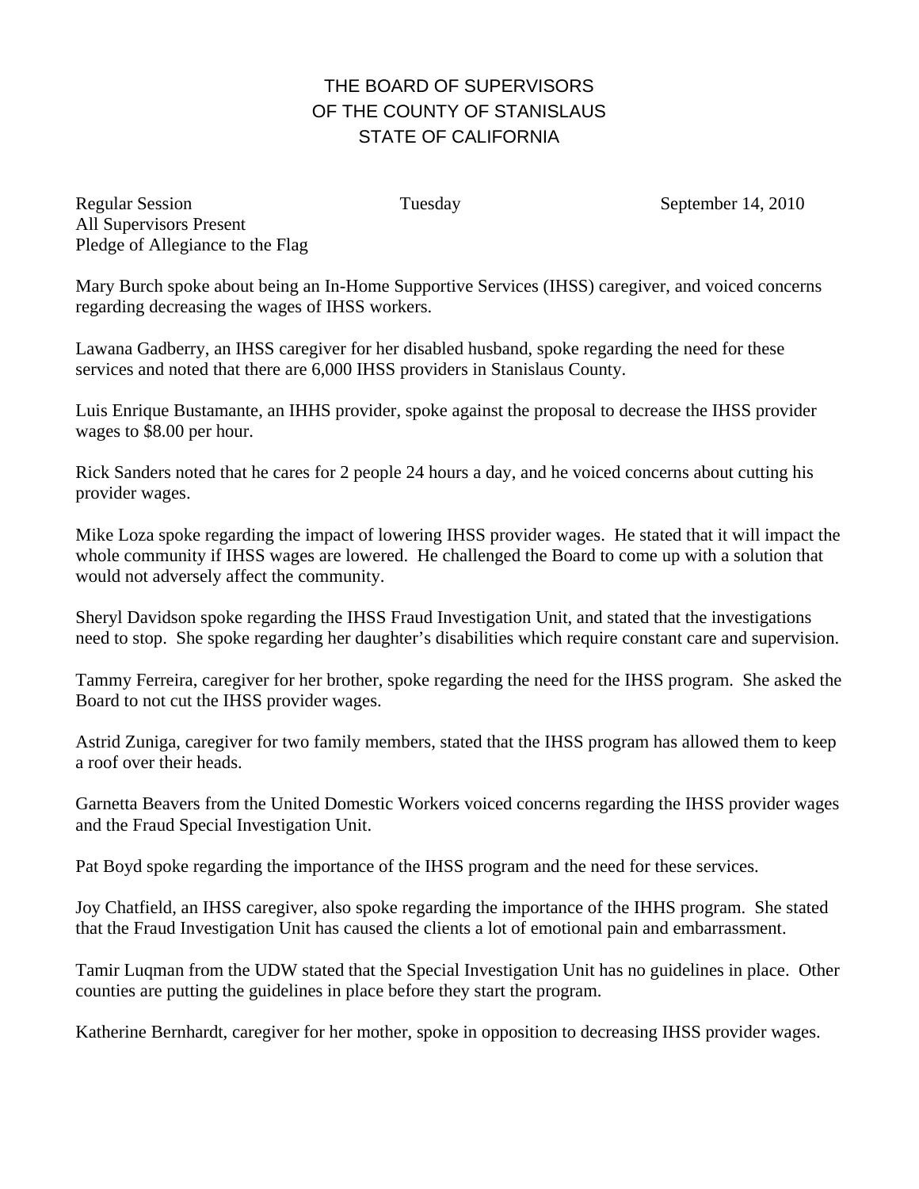# THE BOARD OF SUPERVISORS
# OF THE COUNTY OF STANISLAUS
# STATE OF CALIFORNIA

Regular Session Tuesday September 14, 2010
All Supervisors Present
Pledge of Allegiance to the Flag

Mary Burch spoke about being an In-Home Supportive Services (IHSS) caregiver, and voiced concerns regarding decreasing the wages of IHSS workers.

Lawana Gadberry, an IHSS caregiver for her disabled husband, spoke regarding the need for these services and noted that there are 6,000 IHSS providers in Stanislaus County.

Luis Enrique Bustamante, an IHHS provider, spoke against the proposal to decrease the IHSS provider wages to $8.00 per hour.

Rick Sanders noted that he cares for 2 people 24 hours a day, and he voiced concerns about cutting his provider wages.

Mike Loza spoke regarding the impact of lowering IHSS provider wages. He stated that it will impact the whole community if IHSS wages are lowered. He challenged the Board to come up with a solution that would not adversely affect the community.

Sheryl Davidson spoke regarding the IHSS Fraud Investigation Unit, and stated that the investigations need to stop. She spoke regarding her daughter's disabilities which require constant care and supervision.

Tammy Ferreira, caregiver for her brother, spoke regarding the need for the IHSS program. She asked the Board to not cut the IHSS provider wages.

Astrid Zuniga, caregiver for two family members, stated that the IHSS program has allowed them to keep a roof over their heads.

Garnetta Beavers from the United Domestic Workers voiced concerns regarding the IHSS provider wages and the Fraud Special Investigation Unit.

Pat Boyd spoke regarding the importance of the IHSS program and the need for these services.

Joy Chatfield, an IHSS caregiver, also spoke regarding the importance of the IHHS program. She stated that the Fraud Investigation Unit has caused the clients a lot of emotional pain and embarrassment.

Tamir Luqman from the UDW stated that the Special Investigation Unit has no guidelines in place. Other counties are putting the guidelines in place before they start the program.

Katherine Bernhardt, caregiver for her mother, spoke in opposition to decreasing IHSS provider wages.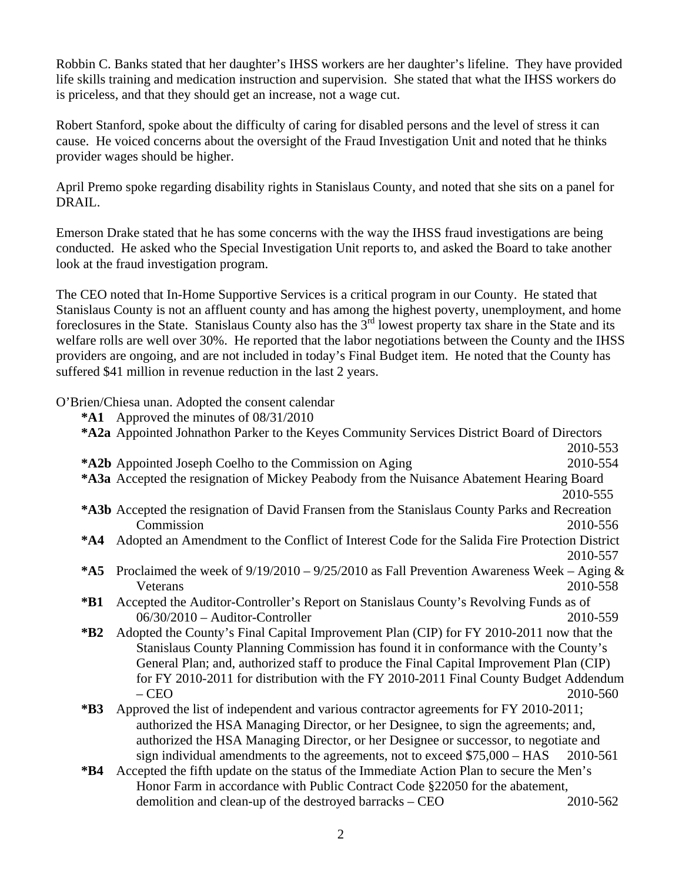Robbin C. Banks stated that her daughter's IHSS workers are her daughter's lifeline. They have provided life skills training and medication instruction and supervision. She stated that what the IHSS workers do is priceless, and that they should get an increase, not a wage cut.

Robert Stanford, spoke about the difficulty of caring for disabled persons and the level of stress it can cause. He voiced concerns about the oversight of the Fraud Investigation Unit and noted that he thinks provider wages should be higher.

April Premo spoke regarding disability rights in Stanislaus County, and noted that she sits on a panel for DRAIL.

Emerson Drake stated that he has some concerns with the way the IHSS fraud investigations are being conducted. He asked who the Special Investigation Unit reports to, and asked the Board to take another look at the fraud investigation program.

The CEO noted that In-Home Supportive Services is a critical program in our County. He stated that Stanislaus County is not an affluent county and has among the highest poverty, unemployment, and home foreclosures in the State. Stanislaus County also has the 3rd lowest property tax share in the State and its welfare rolls are well over 30%. He reported that the labor negotiations between the County and the IHSS providers are ongoing, and are not included in today's Final Budget item. He noted that the County has suffered $41 million in revenue reduction in the last 2 years.

O'Brien/Chiesa unan. Adopted the consent calendar

**\*A1** Approved the minutes of 08/31/2010

**\*A2a** Appointed Johnathon Parker to the Keyes Community Services District Board of Directors 2010-553

**\*A2b** Appointed Joseph Coelho to the Commission on Aging 2010-554

**\*A3a** Accepted the resignation of Mickey Peabody from the Nuisance Abatement Hearing Board 2010-555

**\*A3b** Accepted the resignation of David Fransen from the Stanislaus County Parks and Recreation Commission 2010-556

**\*A4** Adopted an Amendment to the Conflict of Interest Code for the Salida Fire Protection District 2010-557

**\*A5** Proclaimed the week of 9/19/2010 – 9/25/2010 as Fall Prevention Awareness Week – Aging & Veterans 2010-558

**\*B1** Accepted the Auditor-Controller's Report on Stanislaus County's Revolving Funds as of 06/30/2010 – Auditor-Controller 2010-559

**\*B2** Adopted the County's Final Capital Improvement Plan (CIP) for FY 2010-2011 now that the Stanislaus County Planning Commission has found it in conformance with the County's General Plan; and, authorized staff to produce the Final Capital Improvement Plan (CIP) for FY 2010-2011 for distribution with the FY 2010-2011 Final County Budget Addendum – CEO 2010-560

**\*B3** Approved the list of independent and various contractor agreements for FY 2010-2011; authorized the HSA Managing Director, or her Designee, to sign the agreements; and, authorized the HSA Managing Director, or her Designee or successor, to negotiate and sign individual amendments to the agreements, not to exceed $75,000 – HAS 2010-561

**\*B4** Accepted the fifth update on the status of the Immediate Action Plan to secure the Men's Honor Farm in accordance with Public Contract Code §22050 for the abatement, demolition and clean-up of the destroyed barracks – CEO 2010-562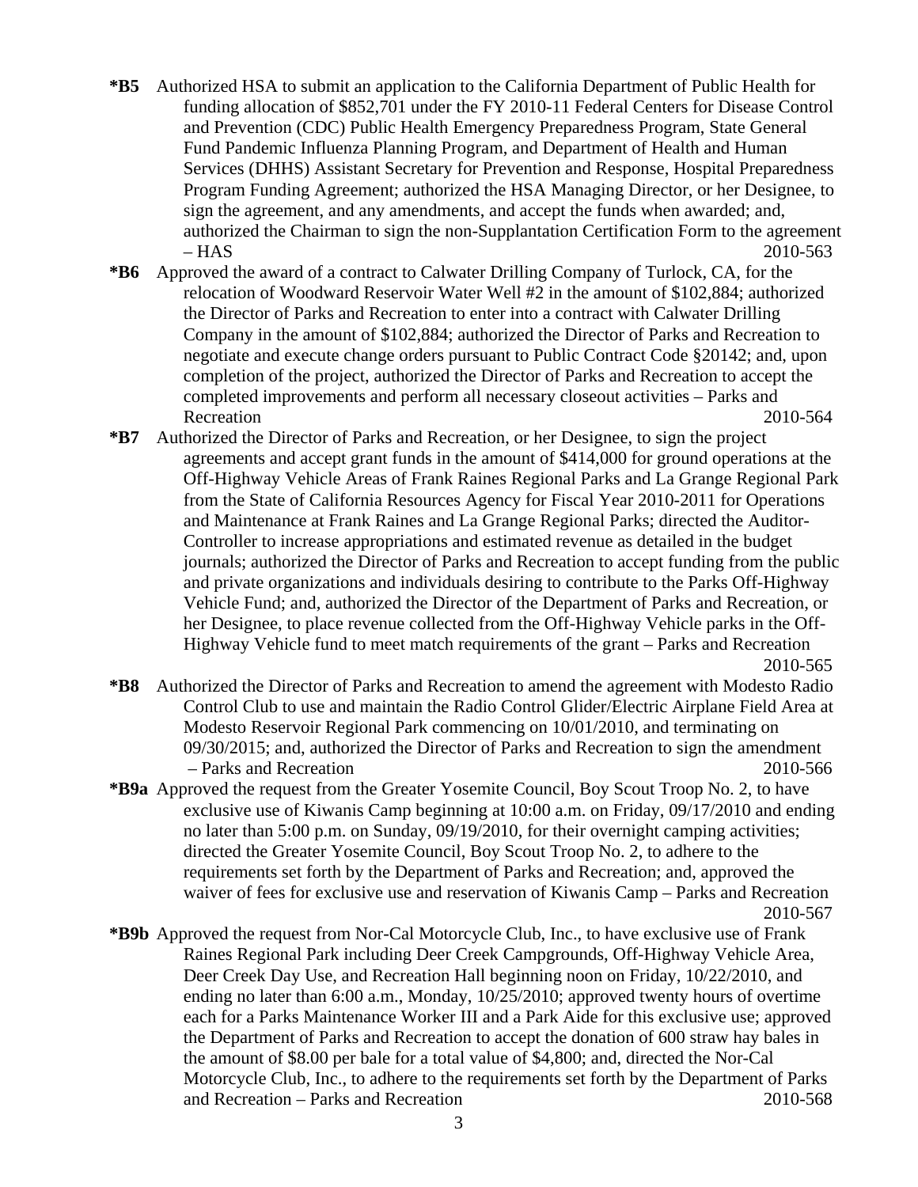**\*B5** Authorized HSA to submit an application to the California Department of Public Health for funding allocation of $852,701 under the FY 2010-11 Federal Centers for Disease Control and Prevention (CDC) Public Health Emergency Preparedness Program, State General Fund Pandemic Influenza Planning Program, and Department of Health and Human Services (DHHS) Assistant Secretary for Prevention and Response, Hospital Preparedness Program Funding Agreement; authorized the HSA Managing Director, or her Designee, to sign the agreement, and any amendments, and accept the funds when awarded; and, authorized the Chairman to sign the non-Supplantation Certification Form to the agreement – HAS 2010-563

**\*B6** Approved the award of a contract to Calwater Drilling Company of Turlock, CA, for the relocation of Woodward Reservoir Water Well #2 in the amount of $102,884; authorized the Director of Parks and Recreation to enter into a contract with Calwater Drilling Company in the amount of $102,884; authorized the Director of Parks and Recreation to negotiate and execute change orders pursuant to Public Contract Code §20142; and, upon completion of the project, authorized the Director of Parks and Recreation to accept the completed improvements and perform all necessary closeout activities – Parks and Recreation 2010-564

**\*B7** Authorized the Director of Parks and Recreation, or her Designee, to sign the project agreements and accept grant funds in the amount of $414,000 for ground operations at the Off-Highway Vehicle Areas of Frank Raines Regional Parks and La Grange Regional Park from the State of California Resources Agency for Fiscal Year 2010-2011 for Operations and Maintenance at Frank Raines and La Grange Regional Parks; directed the Auditor-Controller to increase appropriations and estimated revenue as detailed in the budget journals; authorized the Director of Parks and Recreation to accept funding from the public and private organizations and individuals desiring to contribute to the Parks Off-Highway Vehicle Fund; and, authorized the Director of the Department of Parks and Recreation, or her Designee, to place revenue collected from the Off-Highway Vehicle parks in the Off-Highway Vehicle fund to meet match requirements of the grant – Parks and Recreation 2010-565

**\*B8** Authorized the Director of Parks and Recreation to amend the agreement with Modesto Radio Control Club to use and maintain the Radio Control Glider/Electric Airplane Field Area at Modesto Reservoir Regional Park commencing on 10/01/2010, and terminating on 09/30/2015; and, authorized the Director of Parks and Recreation to sign the amendment – Parks and Recreation 2010-566

**\*B9a** Approved the request from the Greater Yosemite Council, Boy Scout Troop No. 2, to have exclusive use of Kiwanis Camp beginning at 10:00 a.m. on Friday, 09/17/2010 and ending no later than 5:00 p.m. on Sunday, 09/19/2010, for their overnight camping activities; directed the Greater Yosemite Council, Boy Scout Troop No. 2, to adhere to the requirements set forth by the Department of Parks and Recreation; and, approved the waiver of fees for exclusive use and reservation of Kiwanis Camp – Parks and Recreation 2010-567

**\*B9b** Approved the request from Nor-Cal Motorcycle Club, Inc., to have exclusive use of Frank Raines Regional Park including Deer Creek Campgrounds, Off-Highway Vehicle Area, Deer Creek Day Use, and Recreation Hall beginning noon on Friday, 10/22/2010, and ending no later than 6:00 a.m., Monday, 10/25/2010; approved twenty hours of overtime each for a Parks Maintenance Worker III and a Park Aide for this exclusive use; approved the Department of Parks and Recreation to accept the donation of 600 straw hay bales in the amount of $8.00 per bale for a total value of $4,800; and, directed the Nor-Cal Motorcycle Club, Inc., to adhere to the requirements set forth by the Department of Parks and Recreation – Parks and Recreation 2010-568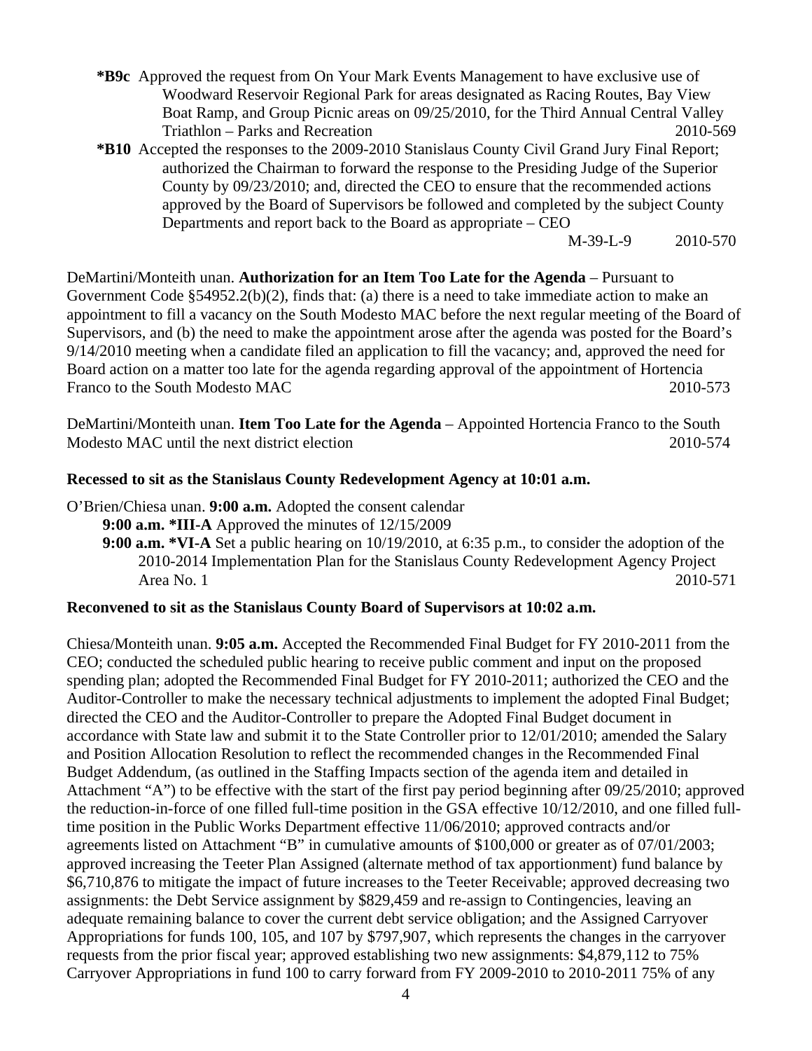**\*B9c** Approved the request from On Your Mark Events Management to have exclusive use of Woodward Reservoir Regional Park for areas designated as Racing Routes, Bay View Boat Ramp, and Group Picnic areas on 09/25/2010, for the Third Annual Central Valley Triathlon – Parks and Recreation 2010-569

**\*B10** Accepted the responses to the 2009-2010 Stanislaus County Civil Grand Jury Final Report; authorized the Chairman to forward the response to the Presiding Judge of the Superior County by 09/23/2010; and, directed the CEO to ensure that the recommended actions approved by the Board of Supervisors be followed and completed by the subject County Departments and report back to the Board as appropriate – CEO M-39-L-9 2010-570

DeMartini/Monteith unan. **Authorization for an Item Too Late for the Agenda** – Pursuant to Government Code §54952.2(b)(2), finds that: (a) there is a need to take immediate action to make an appointment to fill a vacancy on the South Modesto MAC before the next regular meeting of the Board of Supervisors, and (b) the need to make the appointment arose after the agenda was posted for the Board's 9/14/2010 meeting when a candidate filed an application to fill the vacancy; and, approved the need for Board action on a matter too late for the agenda regarding approval of the appointment of Hortencia Franco to the South Modesto MAC 2010-573

DeMartini/Monteith unan. **Item Too Late for the Agenda** – Appointed Hortencia Franco to the South Modesto MAC until the next district election 2010-574

**Recessed to sit as the Stanislaus County Redevelopment Agency at 10:01 a.m.**

O'Brien/Chiesa unan. **9:00 a.m.** Adopted the consent calendar

**9:00 a.m. \*III-A** Approved the minutes of 12/15/2009

**9:00 a.m. \*VI-A** Set a public hearing on 10/19/2010, at 6:35 p.m., to consider the adoption of the 2010-2014 Implementation Plan for the Stanislaus County Redevelopment Agency Project Area No. 1 2010-571

**Reconvened to sit as the Stanislaus County Board of Supervisors at 10:02 a.m.**

Chiesa/Monteith unan. **9:05 a.m.** Accepted the Recommended Final Budget for FY 2010-2011 from the CEO; conducted the scheduled public hearing to receive public comment and input on the proposed spending plan; adopted the Recommended Final Budget for FY 2010-2011; authorized the CEO and the Auditor-Controller to make the necessary technical adjustments to implement the adopted Final Budget; directed the CEO and the Auditor-Controller to prepare the Adopted Final Budget document in accordance with State law and submit it to the State Controller prior to 12/01/2010; amended the Salary and Position Allocation Resolution to reflect the recommended changes in the Recommended Final Budget Addendum, (as outlined in the Staffing Impacts section of the agenda item and detailed in Attachment "A") to be effective with the start of the first pay period beginning after 09/25/2010; approved the reduction-in-force of one filled full-time position in the GSA effective 10/12/2010, and one filled full-time position in the Public Works Department effective 11/06/2010; approved contracts and/or agreements listed on Attachment "B" in cumulative amounts of \$100,000 or greater as of 07/01/2003; approved increasing the Teeter Plan Assigned (alternate method of tax apportionment) fund balance by \$6,710,876 to mitigate the impact of future increases to the Teeter Receivable; approved decreasing two assignments: the Debt Service assignment by \$829,459 and re-assign to Contingencies, leaving an adequate remaining balance to cover the current debt service obligation; and the Assigned Carryover Appropriations for funds 100, 105, and 107 by \$797,907, which represents the changes in the carryover requests from the prior fiscal year; approved establishing two new assignments: \$4,879,112 to 75% Carryover Appropriations in fund 100 to carry forward from FY 2009-2010 to 2010-2011 75% of any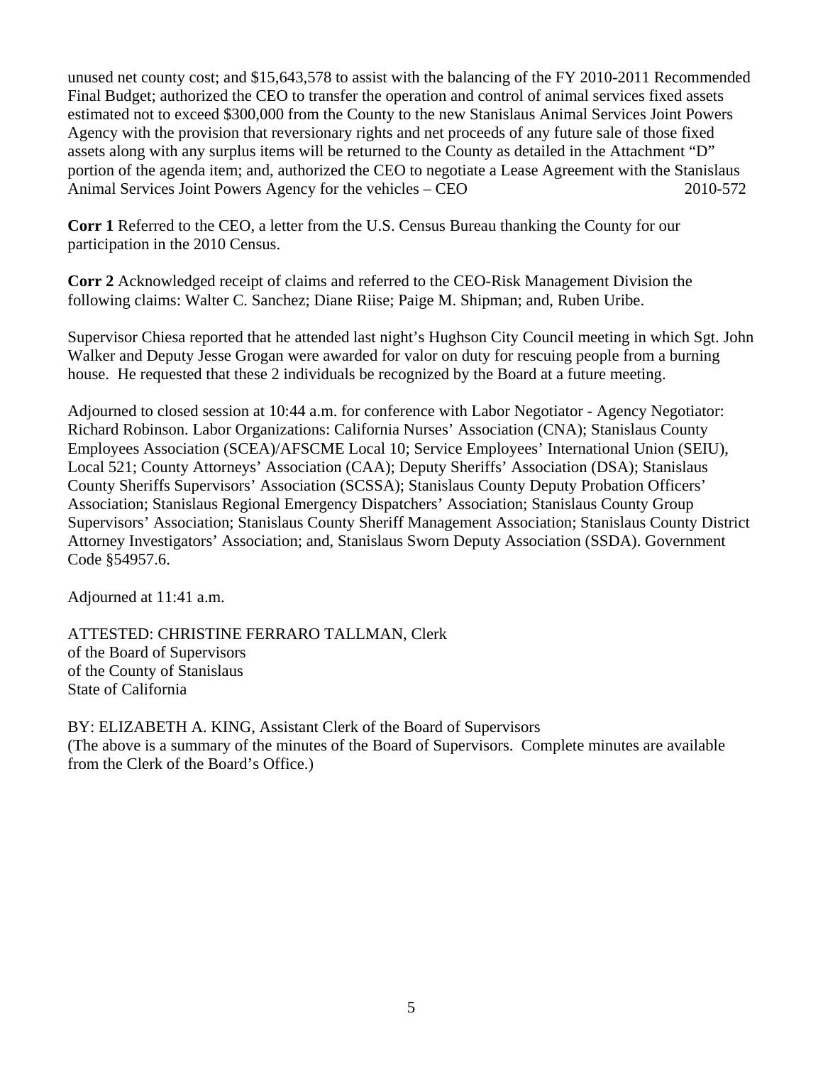unused net county cost; and $15,643,578 to assist with the balancing of the FY 2010-2011 Recommended Final Budget; authorized the CEO to transfer the operation and control of animal services fixed assets estimated not to exceed $300,000 from the County to the new Stanislaus Animal Services Joint Powers Agency with the provision that reversionary rights and net proceeds of any future sale of those fixed assets along with any surplus items will be returned to the County as detailed in the Attachment "D" portion of the agenda item; and, authorized the CEO to negotiate a Lease Agreement with the Stanislaus Animal Services Joint Powers Agency for the vehicles – CEO 2010-572

**Corr 1** Referred to the CEO, a letter from the U.S. Census Bureau thanking the County for our participation in the 2010 Census.

**Corr 2** Acknowledged receipt of claims and referred to the CEO-Risk Management Division the following claims: Walter C. Sanchez; Diane Riise; Paige M. Shipman; and, Ruben Uribe.

Supervisor Chiesa reported that he attended last night's Hughson City Council meeting in which Sgt. John Walker and Deputy Jesse Grogan were awarded for valor on duty for rescuing people from a burning house. He requested that these 2 individuals be recognized by the Board at a future meeting.

Adjourned to closed session at 10:44 a.m. for conference with Labor Negotiator - Agency Negotiator: Richard Robinson. Labor Organizations: California Nurses' Association (CNA); Stanislaus County Employees Association (SCEA)/AFSCME Local 10; Service Employees' International Union (SEIU), Local 521; County Attorneys' Association (CAA); Deputy Sheriffs' Association (DSA); Stanislaus County Sheriffs Supervisors' Association (SCSSA); Stanislaus County Deputy Probation Officers' Association; Stanislaus Regional Emergency Dispatchers' Association; Stanislaus County Group Supervisors' Association; Stanislaus County Sheriff Management Association; Stanislaus County District Attorney Investigators' Association; and, Stanislaus Sworn Deputy Association (SSDA). Government Code §54957.6.

Adjourned at 11:41 a.m.

ATTESTED: CHRISTINE FERRARO TALLMAN, Clerk
of the Board of Supervisors
of the County of Stanislaus
State of California

BY: ELIZABETH A. KING, Assistant Clerk of the Board of Supervisors
(The above is a summary of the minutes of the Board of Supervisors. Complete minutes are available from the Clerk of the Board's Office.)